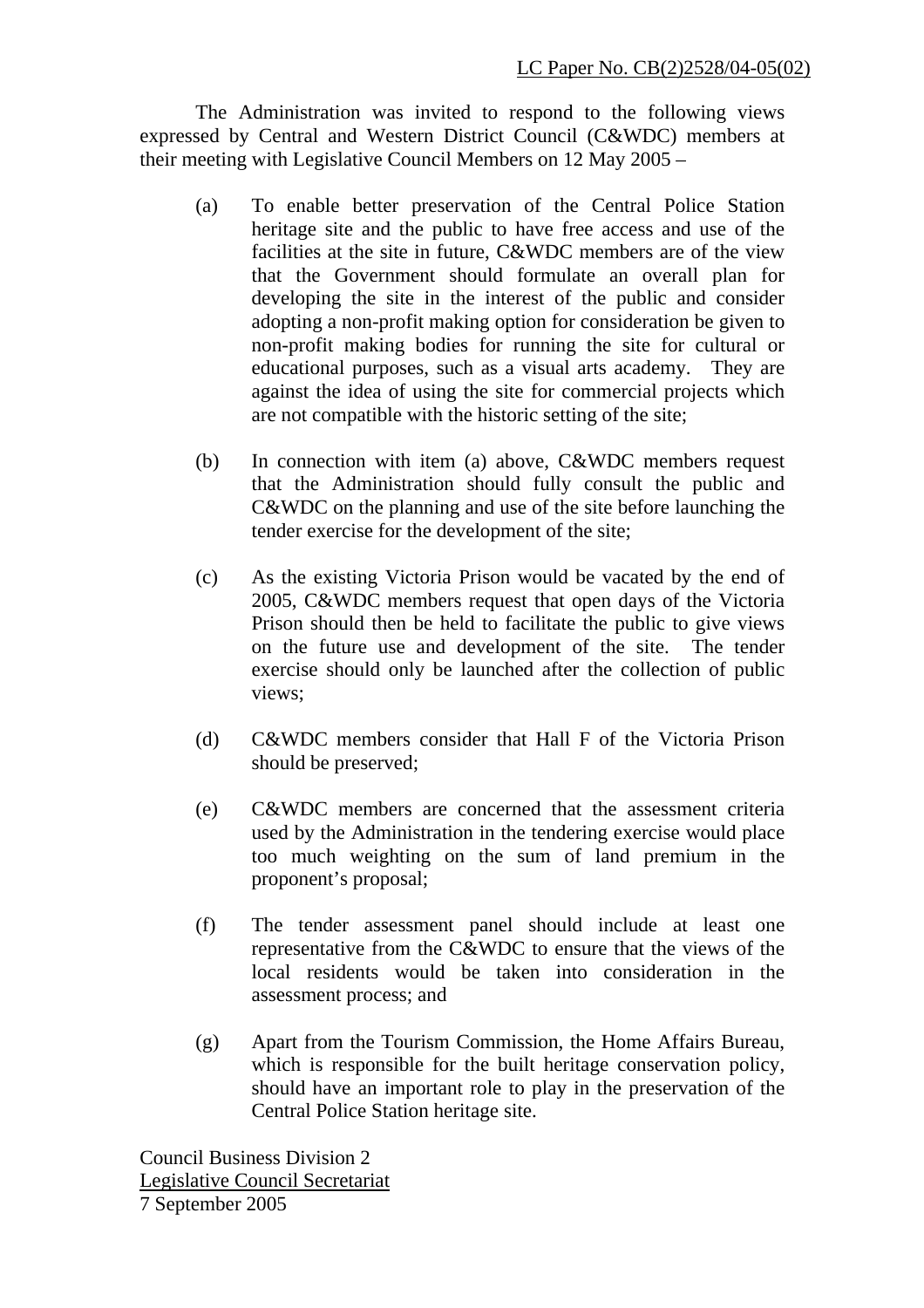LC Paper No. CB(2)2528/04-05(02)

The Administration was invited to respond to the following views expressed by Central and Western District Council (C&WDC) members at their meeting with Legislative Council Members on 12 May 2005 –

(a) To enable better preservation of the Central Police Station heritage site and the public to have free access and use of the facilities at the site in future, C&WDC members are of the view that the Government should formulate an overall plan for developing the site in the interest of the public and consider adopting a non-profit making option for consideration be given to non-profit making bodies for running the site for cultural or educational purposes, such as a visual arts academy. They are against the idea of using the site for commercial projects which are not compatible with the historic setting of the site;

(b) In connection with item (a) above, C&WDC members request that the Administration should fully consult the public and C&WDC on the planning and use of the site before launching the tender exercise for the development of the site;

(c) As the existing Victoria Prison would be vacated by the end of 2005, C&WDC members request that open days of the Victoria Prison should then be held to facilitate the public to give views on the future use and development of the site. The tender exercise should only be launched after the collection of public views;

(d) C&WDC members consider that Hall F of the Victoria Prison should be preserved;

(e) C&WDC members are concerned that the assessment criteria used by the Administration in the tendering exercise would place too much weighting on the sum of land premium in the proponent's proposal;

(f) The tender assessment panel should include at least one representative from the C&WDC to ensure that the views of the local residents would be taken into consideration in the assessment process; and

(g) Apart from the Tourism Commission, the Home Affairs Bureau, which is responsible for the built heritage conservation policy, should have an important role to play in the preservation of the Central Police Station heritage site.

Council Business Division 2
Legislative Council Secretariat
7 September 2005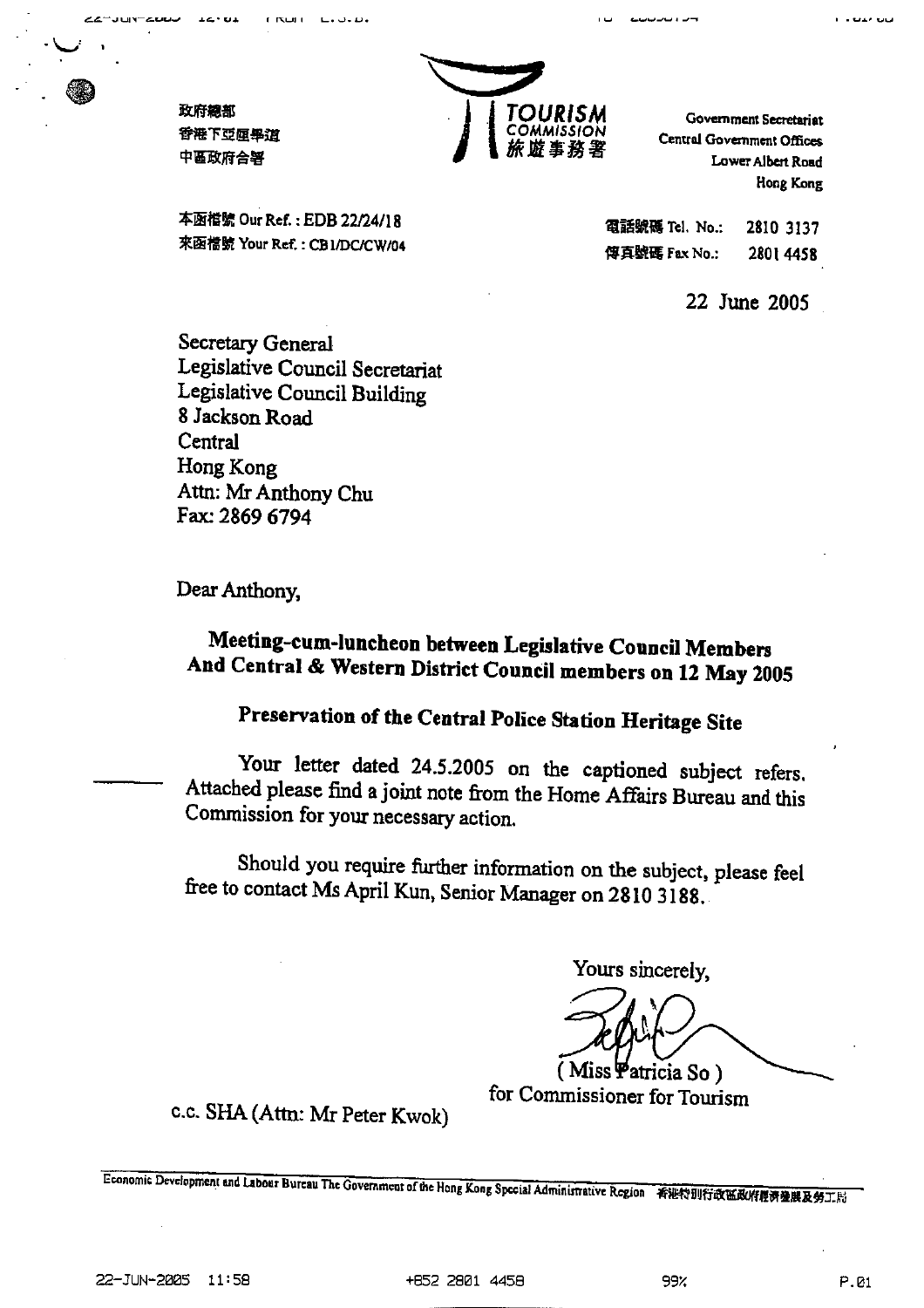政府總部
香港下亞厘畢道
中區政府合署

**TOURISM COMMISSION 旅遊事務署**

Government Secretariat
Central Government Offices
Lower Albert Road
Hong Kong

本函檔號 Our Ref.: EDB 22/24/18
來函檔號 Your Ref.: CB1/DC/CW/04

電話號碼 Tel. No.: 2810 3137
傳真號碼 Fax No.: 2801 4458

22 June 2005

Secretary General
Legislative Council Secretariat
Legislative Council Building
8 Jackson Road
Central
Hong Kong
Attn: Mr Anthony Chu
Fax: 2869 6794

Dear Anthony,

**Meeting-cum-luncheon between Legislative Council Members And Central & Western District Council members on 12 May 2005**

**Preservation of the Central Police Station Heritage Site**

Your letter dated 24.5.2005 on the captioned subject refers. Attached please find a joint note from the Home Affairs Bureau and this Commission for your necessary action.

Should you require further information on the subject, please feel free to contact Ms April Kun, Senior Manager on 2810 3188.

Yours sincerely,

( Miss Patricia So )
for Commissioner for Tourism

c.c. SHA (Attn: Mr Peter Kwok)

Economic Development and Labour Bureau The Government of the Hong Kong Special Administrative Region 香港特別行政區政府經濟發展及勞工局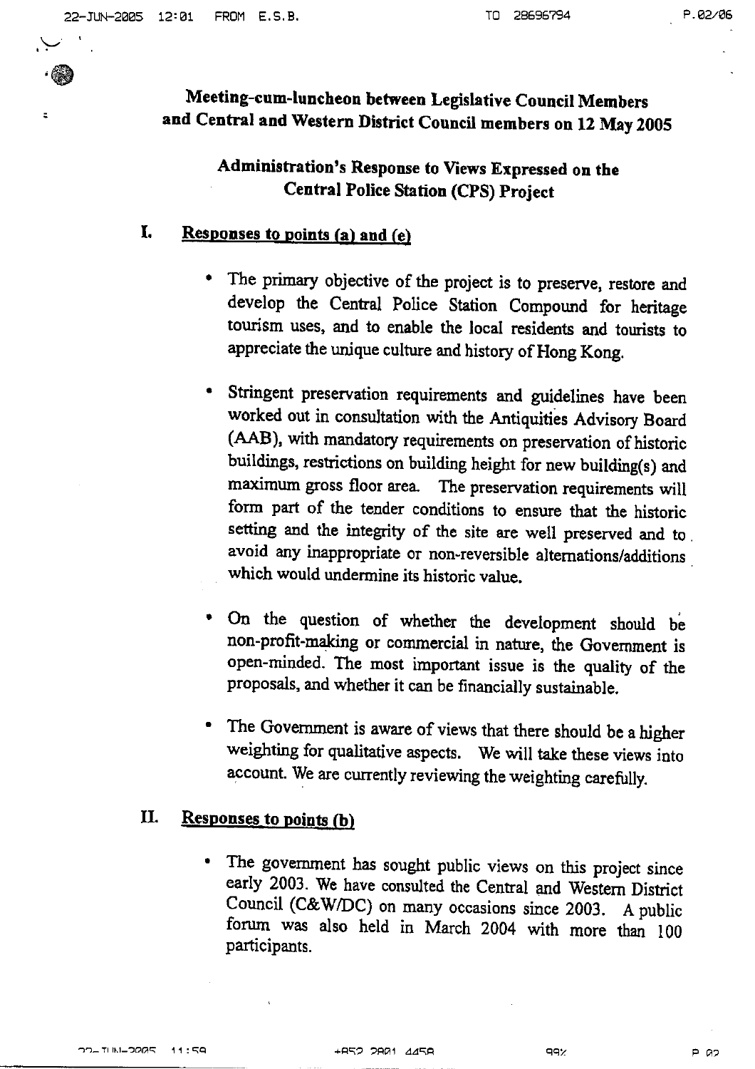**Meeting-cum-luncheon between Legislative Council Members and Central and Western District Council members on 12 May 2005**

**Administration's Response to Views Expressed on the Central Police Station (CPS) Project**

## I. Responses to points (a) and (e)

- The primary objective of the project is to preserve, restore and develop the Central Police Station Compound for heritage tourism uses, and to enable the local residents and tourists to appreciate the unique culture and history of Hong Kong.

- Stringent preservation requirements and guidelines have been worked out in consultation with the Antiquities Advisory Board (AAB), with mandatory requirements on preservation of historic buildings, restrictions on building height for new building(s) and maximum gross floor area. The preservation requirements will form part of the tender conditions to ensure that the historic setting and the integrity of the site are well preserved and to avoid any inappropriate or non-reversible alternations/additions which would undermine its historic value.

- On the question of whether the development should be non-profit-making or commercial in nature, the Government is open-minded. The most important issue is the quality of the proposals, and whether it can be financially sustainable.

- The Government is aware of views that there should be a higher weighting for qualitative aspects. We will take these views into account. We are currently reviewing the weighting carefully.

## II. Responses to points (b)

- The government has sought public views on this project since early 2003. We have consulted the Central and Western District Council (C&W/DC) on many occasions since 2003. A public forum was also held in March 2004 with more than 100 participants.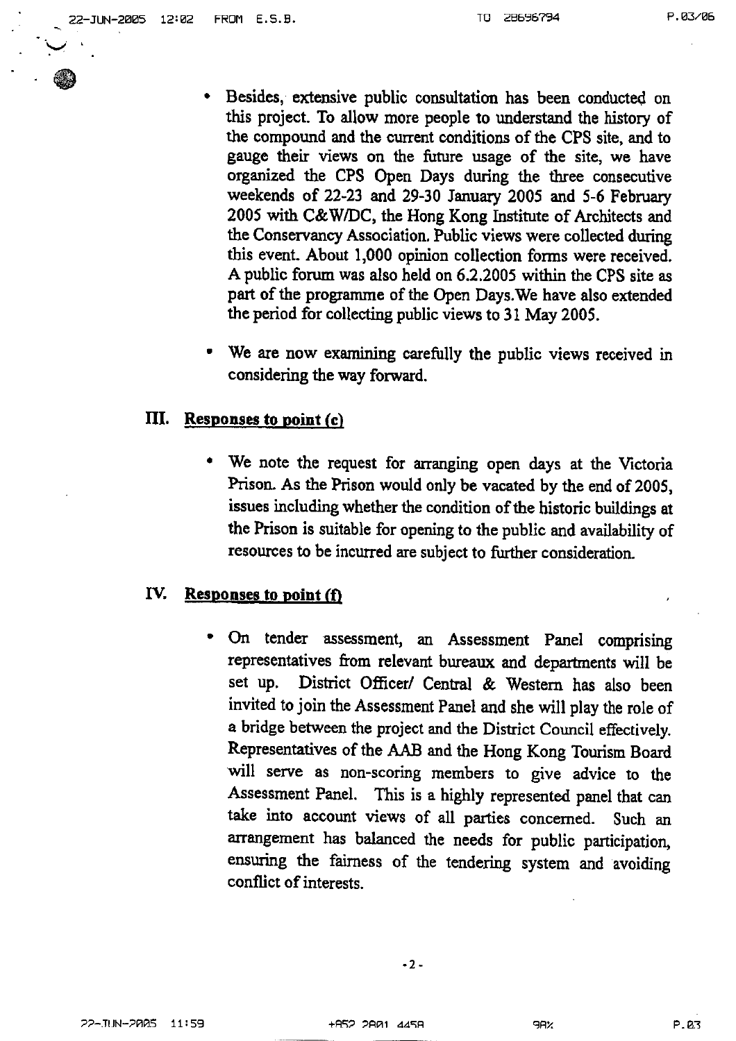- Besides, extensive public consultation has been conducted on this project. To allow more people to understand the history of the compound and the current conditions of the CPS site, and to gauge their views on the future usage of the site, we have organized the CPS Open Days during the three consecutive weekends of 22-23 and 29-30 January 2005 and 5-6 February 2005 with C&W/DC, the Hong Kong Institute of Architects and the Conservancy Association. Public views were collected during this event. About 1,000 opinion collection forms were received. A public forum was also held on 6.2.2005 within the CPS site as part of the programme of the Open Days. We have also extended the period for collecting public views to 31 May 2005.

- We are now examining carefully the public views received in considering the way forward.

## III. Responses to point (c)

- We note the request for arranging open days at the Victoria Prison. As the Prison would only be vacated by the end of 2005, issues including whether the condition of the historic buildings at the Prison is suitable for opening to the public and availability of resources to be incurred are subject to further consideration.

## IV. Responses to point (f)

- On tender assessment, an Assessment Panel comprising representatives from relevant bureaux and departments will be set up. District Officer/ Central & Western has also been invited to join the Assessment Panel and she will play the role of a bridge between the project and the District Council effectively. Representatives of the AAB and the Hong Kong Tourism Board will serve as non-scoring members to give advice to the Assessment Panel. This is a highly represented panel that can take into account views of all parties concerned. Such an arrangement has balanced the needs for public participation, ensuring the fairness of the tendering system and avoiding conflict of interests.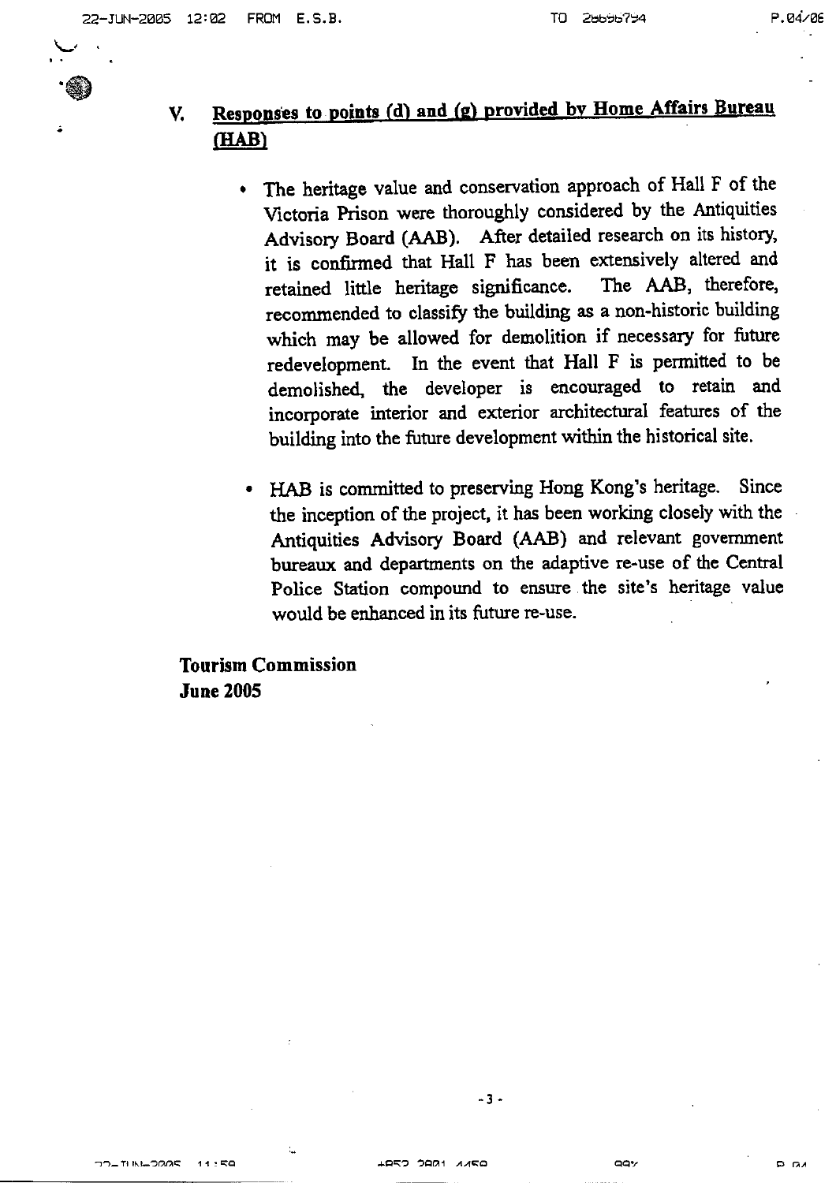## V. Responses to points (d) and (g) provided by Home Affairs Bureau (HAB)

- The heritage value and conservation approach of Hall F of the Victoria Prison were thoroughly considered by the Antiquities Advisory Board (AAB). After detailed research on its history, it is confirmed that Hall F has been extensively altered and retained little heritage significance. The AAB, therefore, recommended to classify the building as a non-historic building which may be allowed for demolition if necessary for future redevelopment. In the event that Hall F is permitted to be demolished, the developer is encouraged to retain and incorporate interior and exterior architectural features of the building into the future development within the historical site.

- HAB is committed to preserving Hong Kong's heritage. Since the inception of the project, it has been working closely with the Antiquities Advisory Board (AAB) and relevant government bureaux and departments on the adaptive re-use of the Central Police Station compound to ensure the site's heritage value would be enhanced in its future re-use.

**Tourism Commission**
**June 2005**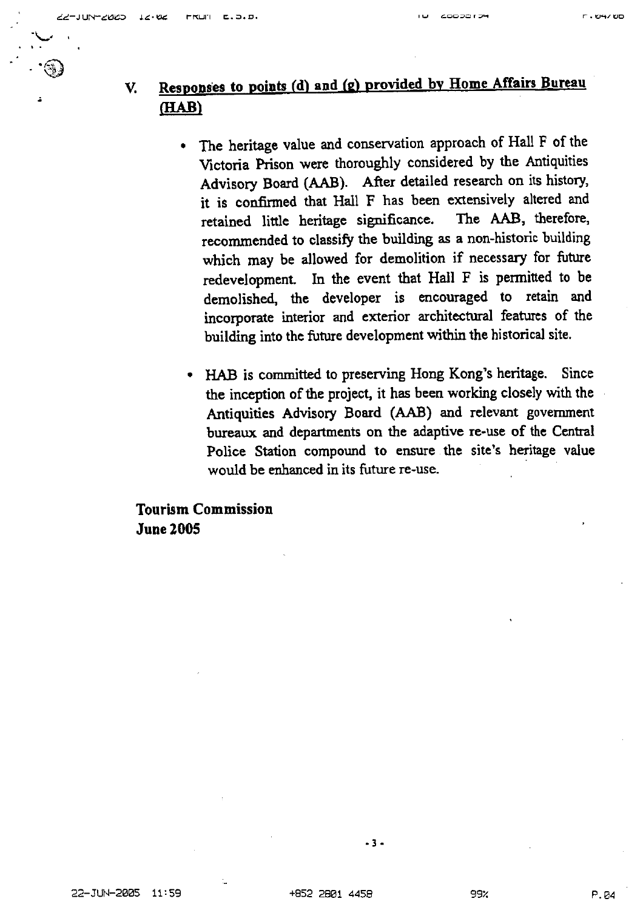## V. Responses to points (d) and (g) provided by Home Affairs Bureau (HAB)

- The heritage value and conservation approach of Hall F of the Victoria Prison were thoroughly considered by the Antiquities Advisory Board (AAB). After detailed research on its history, it is confirmed that Hall F has been extensively altered and retained little heritage significance. The AAB, therefore, recommended to classify the building as a non-historic building which may be allowed for demolition if necessary for future redevelopment. In the event that Hall F is permitted to be demolished, the developer is encouraged to retain and incorporate interior and exterior architectural features of the building into the future development within the historical site.

- HAB is committed to preserving Hong Kong's heritage. Since the inception of the project, it has been working closely with the Antiquities Advisory Board (AAB) and relevant government bureaux and departments on the adaptive re-use of the Central Police Station compound to ensure the site's heritage value would be enhanced in its future re-use.

**Tourism Commission**
**June 2005**